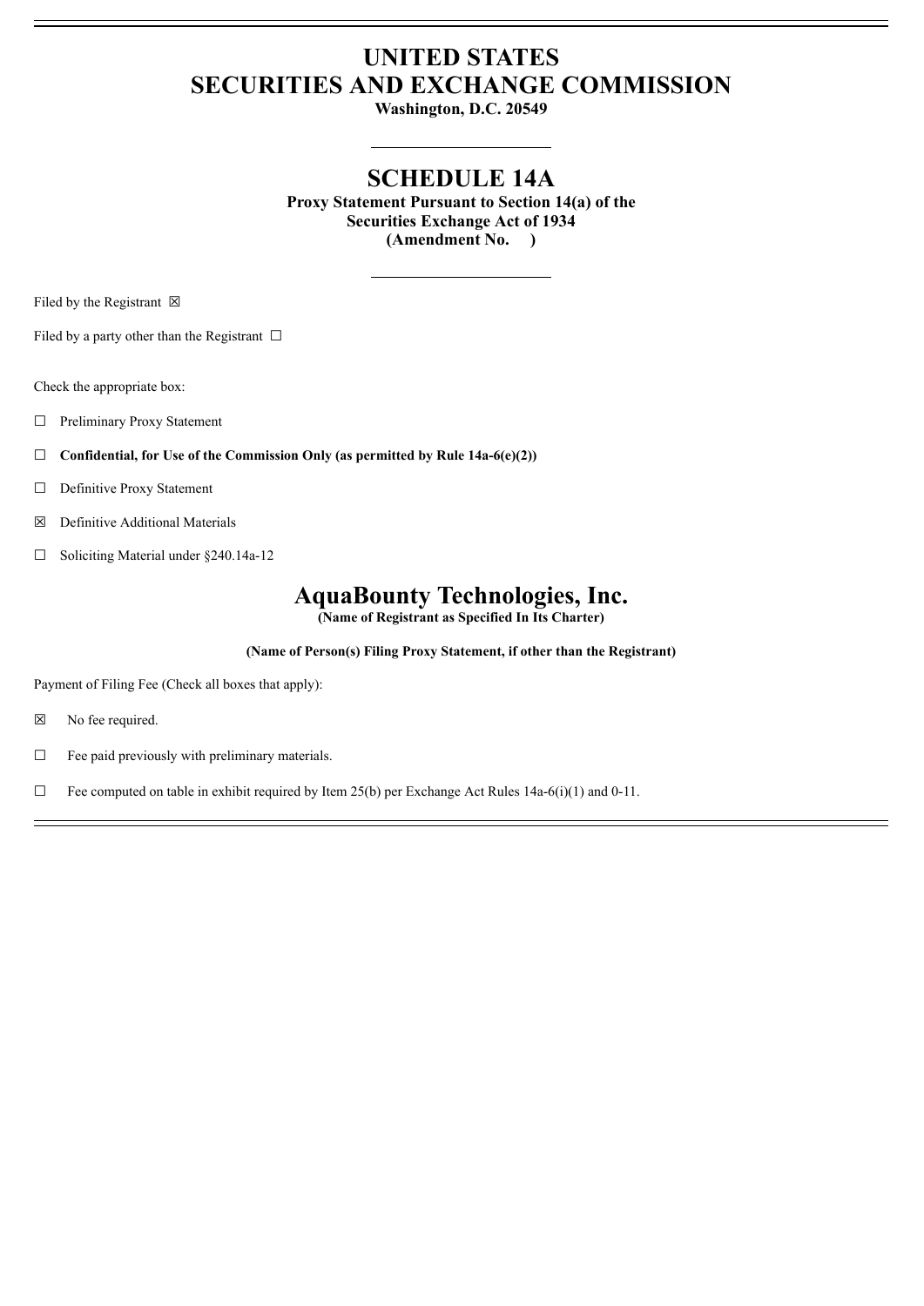# UNITED STATES
# SECURITIES AND EXCHANGE COMMISSION

**Washington, D.C. 20549**

## SCHEDULE 14A

**Proxy Statement Pursuant to Section 14(a) of the Securities Exchange Act of 1934 (Amendment No. )**

Filed by the Registrant ☒

Filed by a party other than the Registrant ☐

Check the appropriate box:

☐ Preliminary Proxy Statement

☐ **Confidential, for Use of the Commission Only (as permitted by Rule 14a-6(e)(2))**

☐ Definitive Proxy Statement

☒ Definitive Additional Materials

☐ Soliciting Material under §240.14a-12

## AquaBounty Technologies, Inc.

**(Name of Registrant as Specified In Its Charter)**

**(Name of Person(s) Filing Proxy Statement, if other than the Registrant)**

Payment of Filing Fee (Check all boxes that apply):

☒ No fee required.

☐ Fee paid previously with preliminary materials.

☐ Fee computed on table in exhibit required by Item 25(b) per Exchange Act Rules 14a-6(i)(1) and 0-11.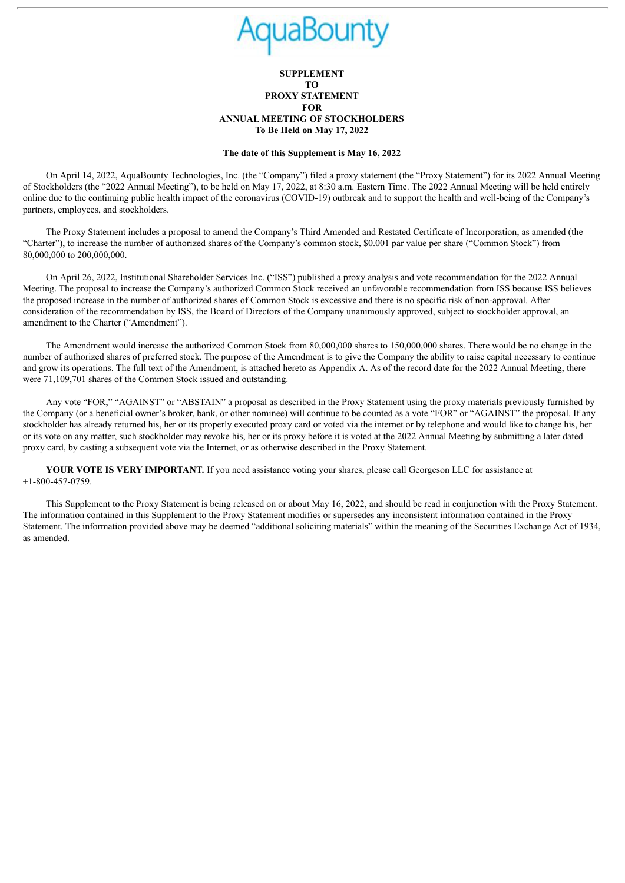AquaBounty

**SUPPLEMENT**
**TO**
**PROXY STATEMENT**
**FOR**
**ANNUAL MEETING OF STOCKHOLDERS**
**To Be Held on May 17, 2022**

**The date of this Supplement is May 16, 2022**

On April 14, 2022, AquaBounty Technologies, Inc. (the "Company") filed a proxy statement (the "Proxy Statement") for its 2022 Annual Meeting of Stockholders (the "2022 Annual Meeting"), to be held on May 17, 2022, at 8:30 a.m. Eastern Time. The 2022 Annual Meeting will be held entirely online due to the continuing public health impact of the coronavirus (COVID-19) outbreak and to support the health and well-being of the Company's partners, employees, and stockholders.

The Proxy Statement includes a proposal to amend the Company's Third Amended and Restated Certificate of Incorporation, as amended (the "Charter"), to increase the number of authorized shares of the Company's common stock, $0.001 par value per share ("Common Stock") from 80,000,000 to 200,000,000.

On April 26, 2022, Institutional Shareholder Services Inc. ("ISS") published a proxy analysis and vote recommendation for the 2022 Annual Meeting. The proposal to increase the Company's authorized Common Stock received an unfavorable recommendation from ISS because ISS believes the proposed increase in the number of authorized shares of Common Stock is excessive and there is no specific risk of non-approval. After consideration of the recommendation by ISS, the Board of Directors of the Company unanimously approved, subject to stockholder approval, an amendment to the Charter ("Amendment").

The Amendment would increase the authorized Common Stock from 80,000,000 shares to 150,000,000 shares. There would be no change in the number of authorized shares of preferred stock. The purpose of the Amendment is to give the Company the ability to raise capital necessary to continue and grow its operations. The full text of the Amendment, is attached hereto as Appendix A. As of the record date for the 2022 Annual Meeting, there were 71,109,701 shares of the Common Stock issued and outstanding.

Any vote "FOR," "AGAINST" or "ABSTAIN" a proposal as described in the Proxy Statement using the proxy materials previously furnished by the Company (or a beneficial owner's broker, bank, or other nominee) will continue to be counted as a vote "FOR" or "AGAINST" the proposal. If any stockholder has already returned his, her or its properly executed proxy card or voted via the internet or by telephone and would like to change his, her or its vote on any matter, such stockholder may revoke his, her or its proxy before it is voted at the 2022 Annual Meeting by submitting a later dated proxy card, by casting a subsequent vote via the Internet, or as otherwise described in the Proxy Statement.

**YOUR VOTE IS VERY IMPORTANT.** If you need assistance voting your shares, please call Georgeson LLC for assistance at +1-800-457-0759.

This Supplement to the Proxy Statement is being released on or about May 16, 2022, and should be read in conjunction with the Proxy Statement. The information contained in this Supplement to the Proxy Statement modifies or supersedes any inconsistent information contained in the Proxy Statement. The information provided above may be deemed "additional soliciting materials" within the meaning of the Securities Exchange Act of 1934, as amended.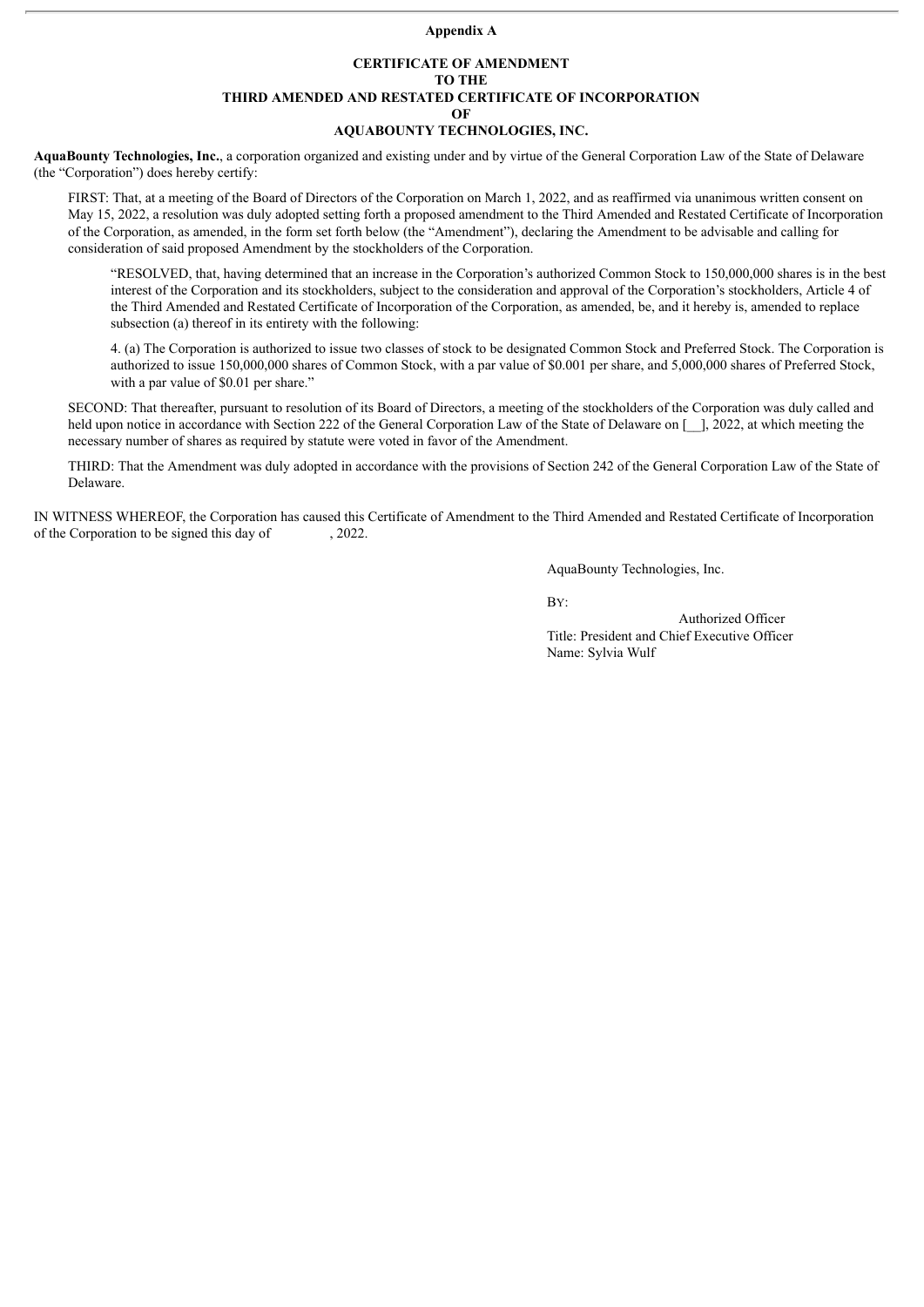**Appendix A**

**CERTIFICATE OF AMENDMENT**
**TO THE**
**THIRD AMENDED AND RESTATED CERTIFICATE OF INCORPORATION**
**OF**
**AQUABOUNTY TECHNOLOGIES, INC.**

**AquaBounty Technologies, Inc.**, a corporation organized and existing under and by virtue of the General Corporation Law of the State of Delaware (the "Corporation") does hereby certify:

FIRST: That, at a meeting of the Board of Directors of the Corporation on March 1, 2022, and as reaffirmed via unanimous written consent on May 15, 2022, a resolution was duly adopted setting forth a proposed amendment to the Third Amended and Restated Certificate of Incorporation of the Corporation, as amended, in the form set forth below (the "Amendment"), declaring the Amendment to be advisable and calling for consideration of said proposed Amendment by the stockholders of the Corporation.

"RESOLVED, that, having determined that an increase in the Corporation's authorized Common Stock to 150,000,000 shares is in the best interest of the Corporation and its stockholders, subject to the consideration and approval of the Corporation's stockholders, Article 4 of the Third Amended and Restated Certificate of Incorporation of the Corporation, as amended, be, and it hereby is, amended to replace subsection (a) thereof in its entirety with the following:

4. (a) The Corporation is authorized to issue two classes of stock to be designated Common Stock and Preferred Stock. The Corporation is authorized to issue 150,000,000 shares of Common Stock, with a par value of $0.001 per share, and 5,000,000 shares of Preferred Stock, with a par value of $0.01 per share."

SECOND: That thereafter, pursuant to resolution of its Board of Directors, a meeting of the stockholders of the Corporation was duly called and held upon notice in accordance with Section 222 of the General Corporation Law of the State of Delaware on [__], 2022, at which meeting the necessary number of shares as required by statute were voted in favor of the Amendment.

THIRD: That the Amendment was duly adopted in accordance with the provisions of Section 242 of the General Corporation Law of the State of Delaware.

IN WITNESS WHEREOF, the Corporation has caused this Certificate of Amendment to the Third Amended and Restated Certificate of Incorporation of the Corporation to be signed this day of , 2022.

AquaBounty Technologies, Inc.

BY:

Authorized Officer
Title: President and Chief Executive Officer
Name: Sylvia Wulf